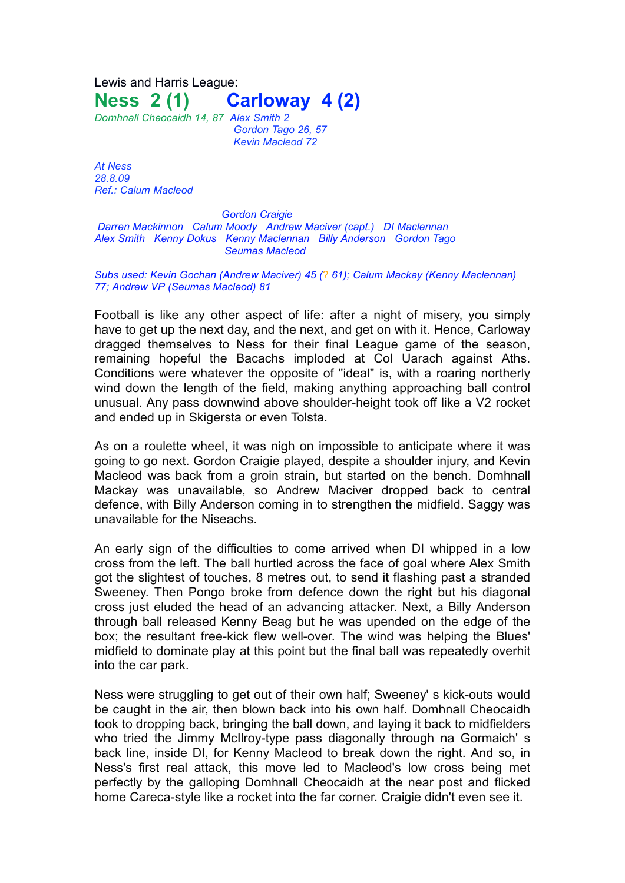Lewis and Harris League:

# Ness 2 (1) Carloway 4 (2)

*Domhnall Cheocaidh 14, 87* *Alex Smith 2*
*Gordon Tago 26, 57*
*Kevin Macleod 72*

*At Ness*
*28.8.09*
*Ref.: Calum Macleod*

*Gordon Craigie*
*Darren Mackinnon Calum Moody Andrew Maciver (capt.) DI Maclennan*
*Alex Smith Kenny Dokus Kenny Maclennan Billy Anderson Gordon Tago*
*Seumas Macleod*

*Subs used: Kevin Gochan (Andrew Maciver) 45 (? 61); Calum Mackay (Kenny Maclennan) 77; Andrew VP (Seumas Macleod) 81*

Football is like any other aspect of life: after a night of misery, you simply have to get up the next day, and the next, and get on with it. Hence, Carloway dragged themselves to Ness for their final League game of the season, remaining hopeful the Bacachs imploded at Col Uarach against Aths. Conditions were whatever the opposite of "ideal" is, with a roaring northerly wind down the length of the field, making anything approaching ball control unusual. Any pass downwind above shoulder-height took off like a V2 rocket and ended up in Skigersta or even Tolsta.

As on a roulette wheel, it was nigh on impossible to anticipate where it was going to go next. Gordon Craigie played, despite a shoulder injury, and Kevin Macleod was back from a groin strain, but started on the bench. Domhnall Mackay was unavailable, so Andrew Maciver dropped back to central defence, with Billy Anderson coming in to strengthen the midfield. Saggy was unavailable for the Niseachs.

An early sign of the difficulties to come arrived when DI whipped in a low cross from the left. The ball hurtled across the face of goal where Alex Smith got the slightest of touches, 8 metres out, to send it flashing past a stranded Sweeney. Then Pongo broke from defence down the right but his diagonal cross just eluded the head of an advancing attacker. Next, a Billy Anderson through ball released Kenny Beag but he was upended on the edge of the box; the resultant free-kick flew well-over. The wind was helping the Blues' midfield to dominate play at this point but the final ball was repeatedly overhit into the car park.

Ness were struggling to get out of their own half; Sweeney' s kick-outs would be caught in the air, then blown back into his own half. Domhnall Cheocaidh took to dropping back, bringing the ball down, and laying it back to midfielders who tried the Jimmy McIlroy-type pass diagonally through na Gormaich' s back line, inside DI, for Kenny Macleod to break down the right. And so, in Ness's first real attack, this move led to Macleod's low cross being met perfectly by the galloping Domhnall Cheocaidh at the near post and flicked home Careca-style like a rocket into the far corner. Craigie didn't even see it.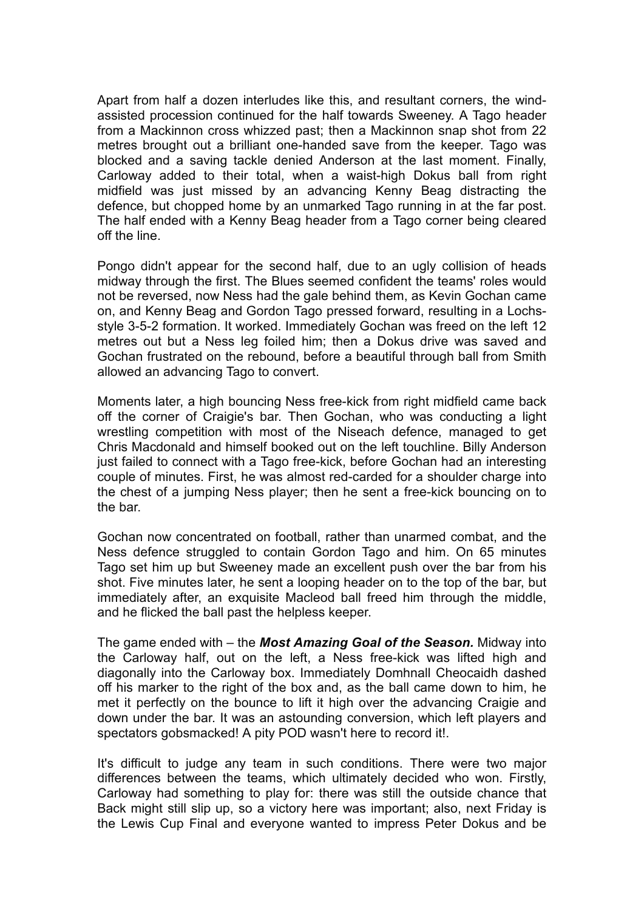Apart from half a dozen interludes like this, and resultant corners, the wind-assisted procession continued for the half towards Sweeney. A Tago header from a Mackinnon cross whizzed past; then a Mackinnon snap shot from 22 metres brought out a brilliant one-handed save from the keeper. Tago was blocked and a saving tackle denied Anderson at the last moment. Finally, Carloway added to their total, when a waist-high Dokus ball from right midfield was just missed by an advancing Kenny Beag distracting the defence, but chopped home by an unmarked Tago running in at the far post. The half ended with a Kenny Beag header from a Tago corner being cleared off the line.

Pongo didn't appear for the second half, due to an ugly collision of heads midway through the first. The Blues seemed confident the teams' roles would not be reversed, now Ness had the gale behind them, as Kevin Gochan came on, and Kenny Beag and Gordon Tago pressed forward, resulting in a Lochs-style 3-5-2 formation. It worked. Immediately Gochan was freed on the left 12 metres out but a Ness leg foiled him; then a Dokus drive was saved and Gochan frustrated on the rebound, before a beautiful through ball from Smith allowed an advancing Tago to convert.

Moments later, a high bouncing Ness free-kick from right midfield came back off the corner of Craigie's bar. Then Gochan, who was conducting a light wrestling competition with most of the Niseach defence, managed to get Chris Macdonald and himself booked out on the left touchline. Billy Anderson just failed to connect with a Tago free-kick, before Gochan had an interesting couple of minutes. First, he was almost red-carded for a shoulder charge into the chest of a jumping Ness player; then he sent a free-kick bouncing on to the bar.

Gochan now concentrated on football, rather than unarmed combat, and the Ness defence struggled to contain Gordon Tago and him. On 65 minutes Tago set him up but Sweeney made an excellent push over the bar from his shot. Five minutes later, he sent a looping header on to the top of the bar, but immediately after, an exquisite Macleod ball freed him through the middle, and he flicked the ball past the helpless keeper.

The game ended with – the ***Most Amazing Goal of the Season.*** Midway into the Carloway half, out on the left, a Ness free-kick was lifted high and diagonally into the Carloway box. Immediately Domhnall Cheocaidh dashed off his marker to the right of the box and, as the ball came down to him, he met it perfectly on the bounce to lift it high over the advancing Craigie and down under the bar. It was an astounding conversion, which left players and spectators gobsmacked! A pity POD wasn't here to record it!.

It's difficult to judge any team in such conditions. There were two major differences between the teams, which ultimately decided who won. Firstly, Carloway had something to play for: there was still the outside chance that Back might still slip up, so a victory here was important; also, next Friday is the Lewis Cup Final and everyone wanted to impress Peter Dokus and be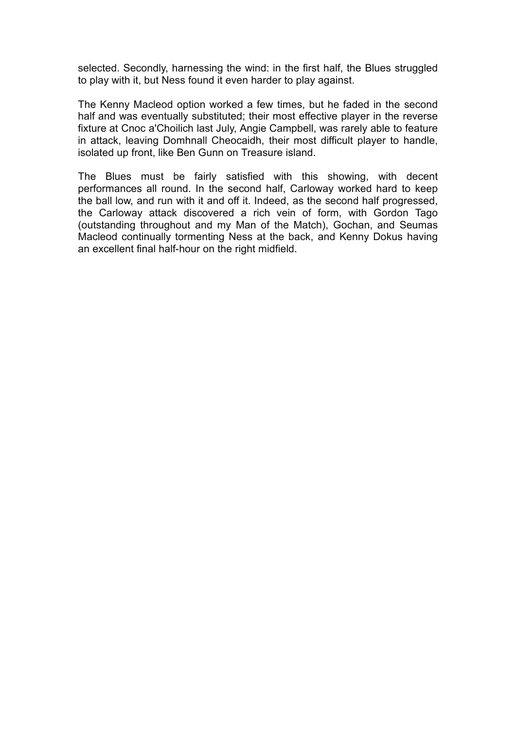selected. Secondly, harnessing the wind: in the first half, the Blues struggled to play with it, but Ness found it even harder to play against.

The Kenny Macleod option worked a few times, but he faded in the second half and was eventually substituted; their most effective player in the reverse fixture at Cnoc a'Choilich last July, Angie Campbell, was rarely able to feature in attack, leaving Domhnall Cheocaidh, their most difficult player to handle, isolated up front, like Ben Gunn on Treasure island.

The Blues must be fairly satisfied with this showing, with decent performances all round. In the second half, Carloway worked hard to keep the ball low, and run with it and off it. Indeed, as the second half progressed, the Carloway attack discovered a rich vein of form, with Gordon Tago (outstanding throughout and my Man of the Match), Gochan, and Seumas Macleod continually tormenting Ness at the back, and Kenny Dokus having an excellent final half-hour on the right midfield.